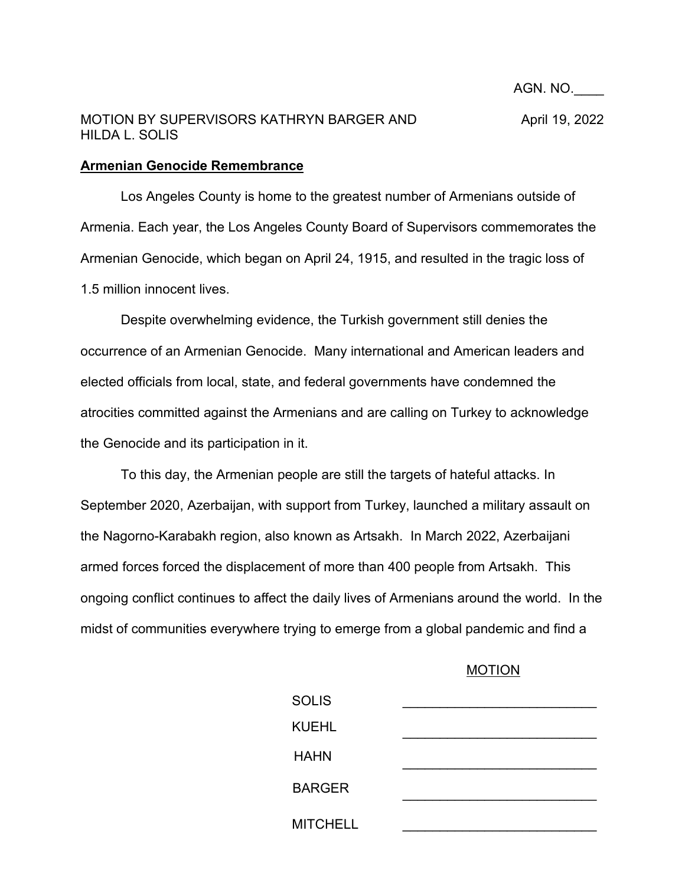AGN. NO.____

MOTION BY SUPERVISORS KATHRYN BARGER AND HILDA L. SOLIS

April 19, 2022

**Armenian Genocide Remembrance**

Los Angeles County is home to the greatest number of Armenians outside of Armenia. Each year, the Los Angeles County Board of Supervisors commemorates the Armenian Genocide, which began on April 24, 1915, and resulted in the tragic loss of 1.5 million innocent lives.

Despite overwhelming evidence, the Turkish government still denies the occurrence of an Armenian Genocide. Many international and American leaders and elected officials from local, state, and federal governments have condemned the atrocities committed against the Armenians and are calling on Turkey to acknowledge the Genocide and its participation in it.

To this day, the Armenian people are still the targets of hateful attacks. In September 2020, Azerbaijan, with support from Turkey, launched a military assault on the Nagorno-Karabakh region, also known as Artsakh. In March 2022, Azerbaijani armed forces forced the displacement of more than 400 people from Artsakh. This ongoing conflict continues to affect the daily lives of Armenians around the world. In the midst of communities everywhere trying to emerge from a global pandemic and find a

MOTION

| | |
|---|---|
| SOLIS | _______________________ |
| KUEHL | _______________________ |
| HAHN | _______________________ |
| BARGER | _______________________ |
| MITCHELL | _______________________ |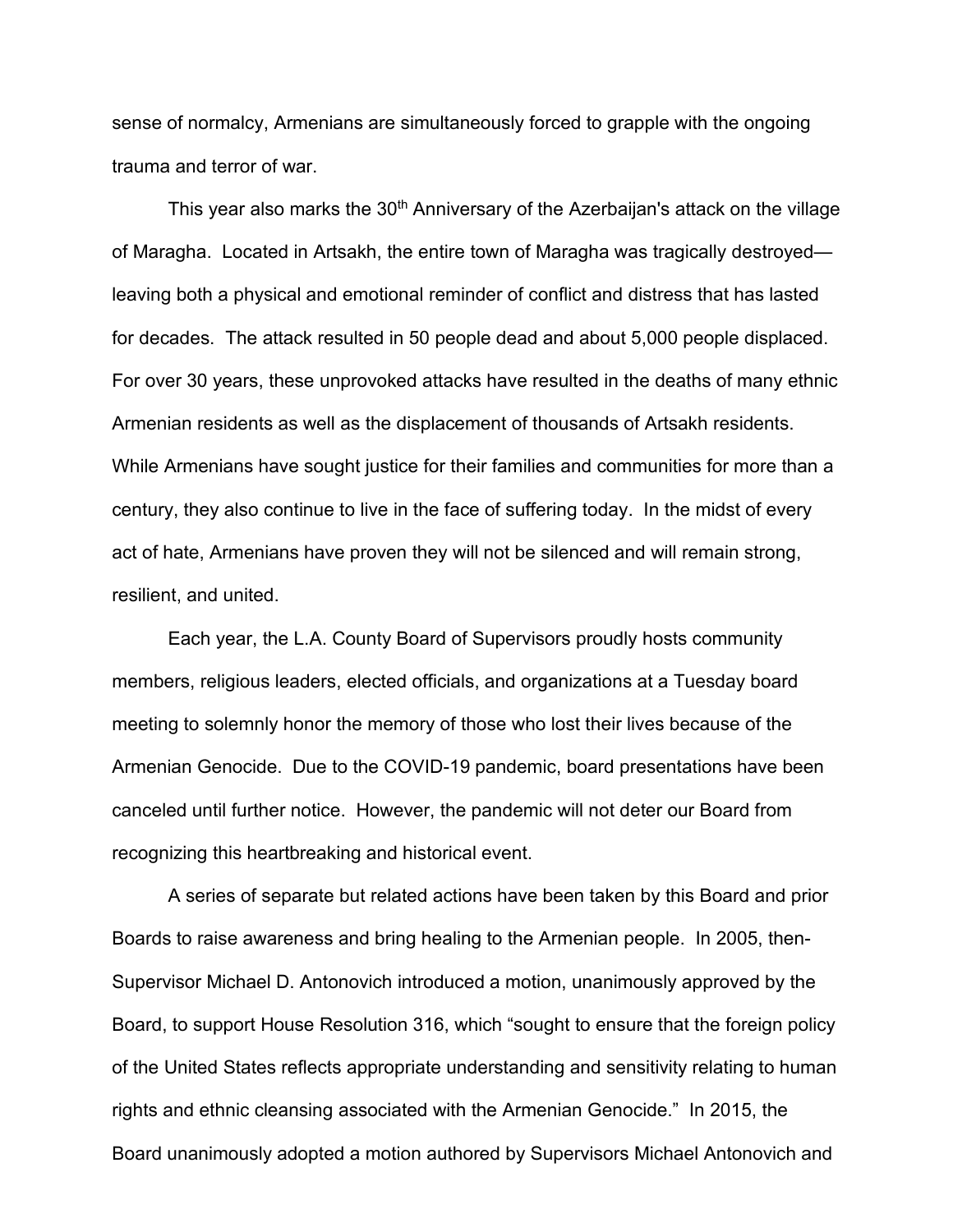sense of normalcy, Armenians are simultaneously forced to grapple with the ongoing trauma and terror of war.

This year also marks the 30th Anniversary of the Azerbaijan's attack on the village of Maragha. Located in Artsakh, the entire town of Maragha was tragically destroyed—leaving both a physical and emotional reminder of conflict and distress that has lasted for decades. The attack resulted in 50 people dead and about 5,000 people displaced. For over 30 years, these unprovoked attacks have resulted in the deaths of many ethnic Armenian residents as well as the displacement of thousands of Artsakh residents. While Armenians have sought justice for their families and communities for more than a century, they also continue to live in the face of suffering today. In the midst of every act of hate, Armenians have proven they will not be silenced and will remain strong, resilient, and united.

Each year, the L.A. County Board of Supervisors proudly hosts community members, religious leaders, elected officials, and organizations at a Tuesday board meeting to solemnly honor the memory of those who lost their lives because of the Armenian Genocide. Due to the COVID-19 pandemic, board presentations have been canceled until further notice. However, the pandemic will not deter our Board from recognizing this heartbreaking and historical event.

A series of separate but related actions have been taken by this Board and prior Boards to raise awareness and bring healing to the Armenian people. In 2005, then-Supervisor Michael D. Antonovich introduced a motion, unanimously approved by the Board, to support House Resolution 316, which "sought to ensure that the foreign policy of the United States reflects appropriate understanding and sensitivity relating to human rights and ethnic cleansing associated with the Armenian Genocide." In 2015, the Board unanimously adopted a motion authored by Supervisors Michael Antonovich and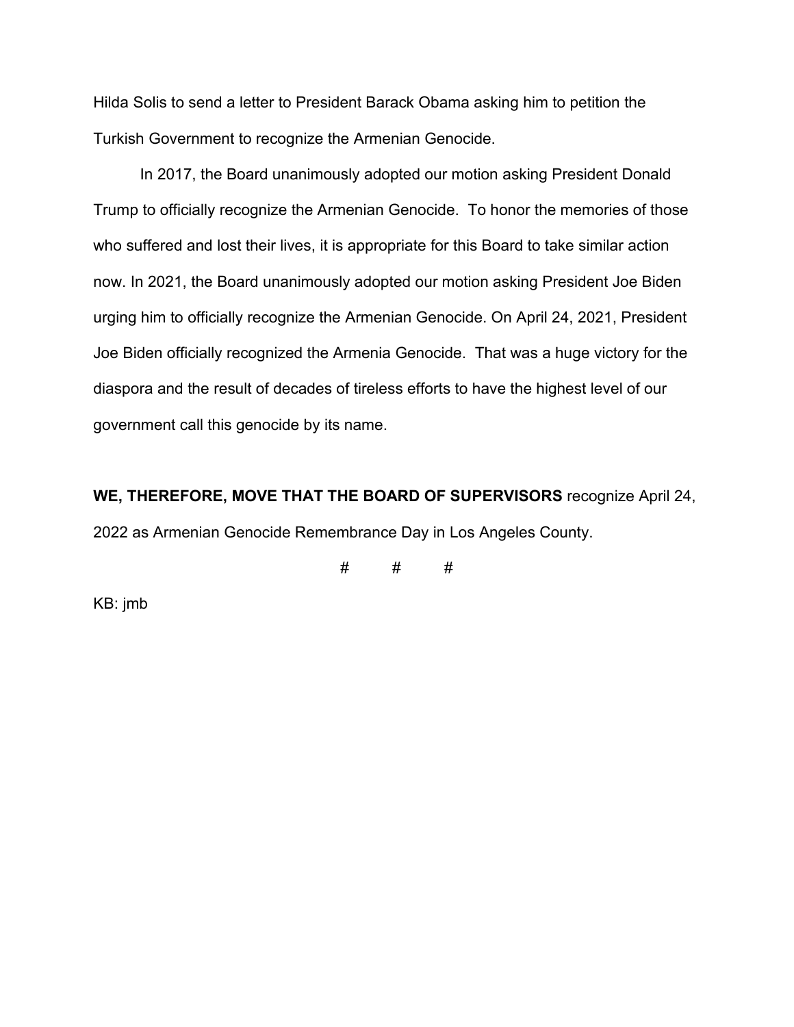Hilda Solis to send a letter to President Barack Obama asking him to petition the Turkish Government to recognize the Armenian Genocide.

In 2017, the Board unanimously adopted our motion asking President Donald Trump to officially recognize the Armenian Genocide. To honor the memories of those who suffered and lost their lives, it is appropriate for this Board to take similar action now. In 2021, the Board unanimously adopted our motion asking President Joe Biden urging him to officially recognize the Armenian Genocide. On April 24, 2021, President Joe Biden officially recognized the Armenia Genocide. That was a huge victory for the diaspora and the result of decades of tireless efforts to have the highest level of our government call this genocide by its name.

**WE, THEREFORE, MOVE THAT THE BOARD OF SUPERVISORS** recognize April 24, 2022 as Armenian Genocide Remembrance Day in Los Angeles County.

# # #

KB: jmb